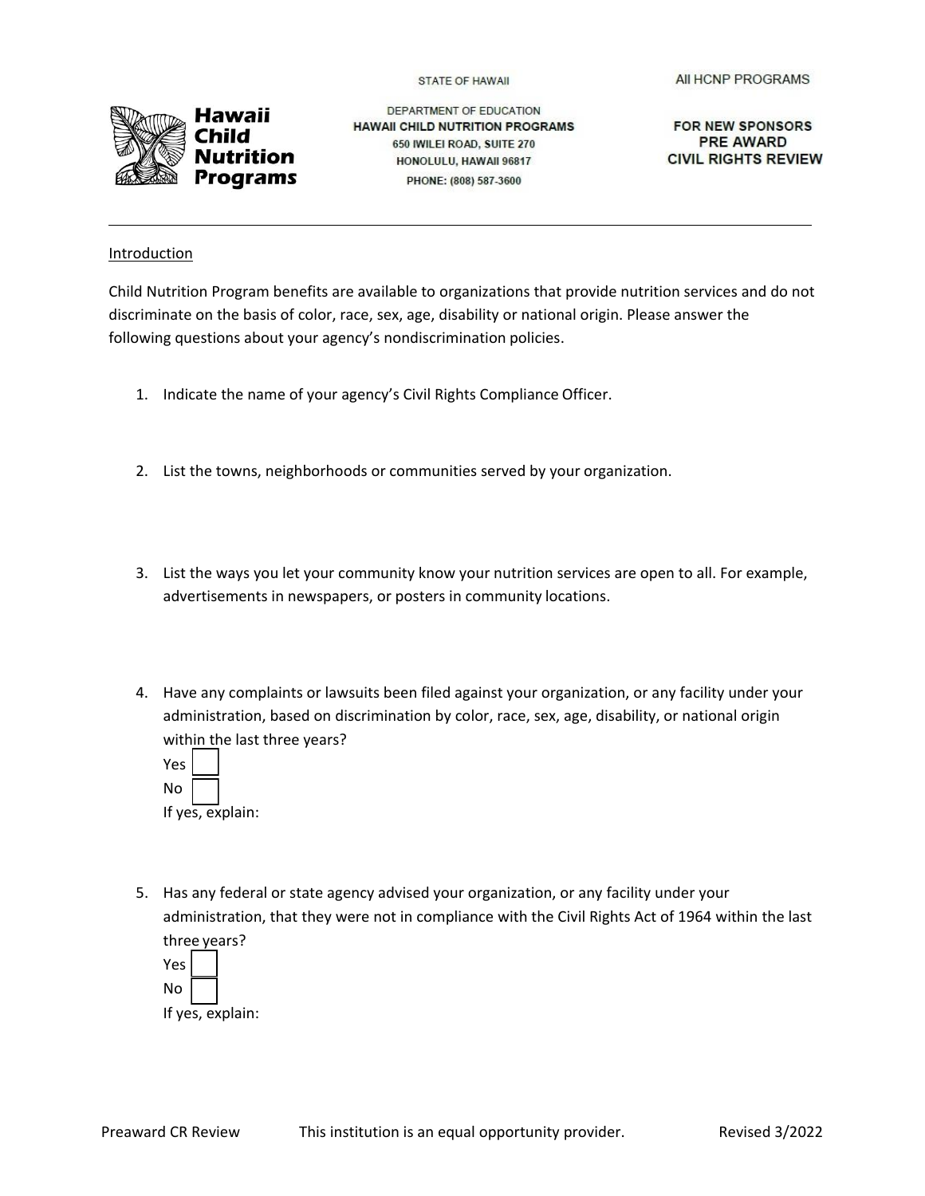**Hawaii Child Nutrition Programs**

STATE OF HAWAII

DEPARTMENT OF EDUCATION
**HAWAII CHILD NUTRITION PROGRAMS**
650 IWILEI ROAD, SUITE 270
HONOLULU, HAWAII 96817
PHONE: (808) 587-3600

All HCNP PROGRAMS

**FOR NEW SPONSORS**
**PRE AWARD**
**CIVIL RIGHTS REVIEW**

---

## Introduction

Child Nutrition Program benefits are available to organizations that provide nutrition services and do not discriminate on the basis of color, race, sex, age, disability or national origin. Please answer the following questions about your agency's nondiscrimination policies.

1. Indicate the name of your agency's Civil Rights Compliance Officer.

2. List the towns, neighborhoods or communities served by your organization.

3. List the ways you let your community know your nutrition services are open to all. For example, advertisements in newspapers, or posters in community locations.

4. Have any complaints or lawsuits been filed against your organization, or any facility under your administration, based on discrimination by color, race, sex, age, disability, or national origin within the last three years?

   Yes ☐

   No ☐

   If yes, explain:

5. Has any federal or state agency advised your organization, or any facility under your administration, that they were not in compliance with the Civil Rights Act of 1964 within the last three years?

   Yes ☐

   No ☐

   If yes, explain:

Preaward CR Review    This institution is an equal opportunity provider.    Revised 3/2022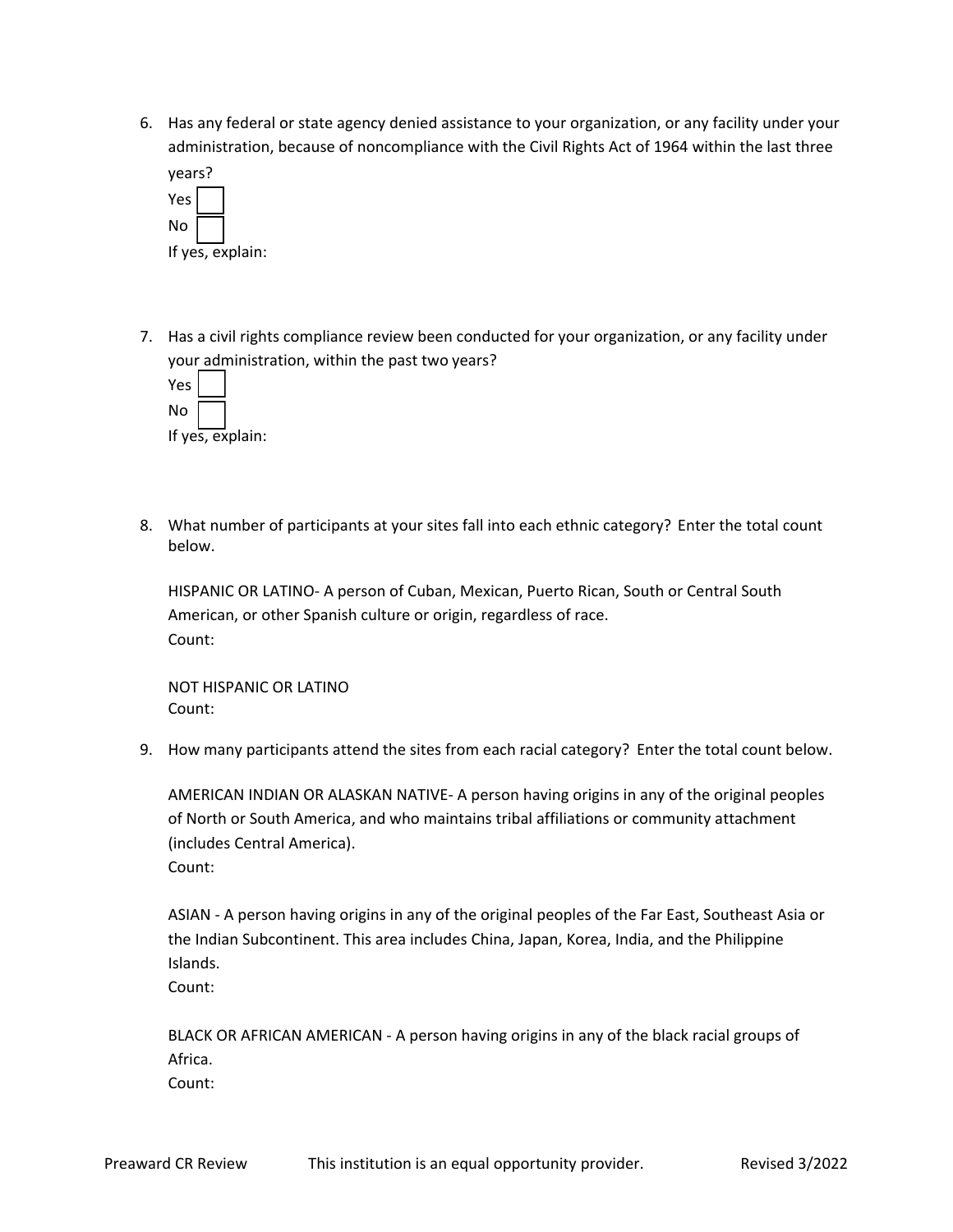6. Has any federal or state agency denied assistance to your organization, or any facility under your administration, because of noncompliance with the Civil Rights Act of 1964 within the last three years?

   Yes ☐
   No ☐
   If yes, explain:

7. Has a civil rights compliance review been conducted for your organization, or any facility under your administration, within the past two years?

   Yes ☐
   No ☐
   If yes, explain:

8. What number of participants at your sites fall into each ethnic category? Enter the total count below.

   HISPANIC OR LATINO- A person of Cuban, Mexican, Puerto Rican, South or Central South American, or other Spanish culture or origin, regardless of race.
   Count:

   NOT HISPANIC OR LATINO
   Count:

9. How many participants attend the sites from each racial category? Enter the total count below.

   AMERICAN INDIAN OR ALASKAN NATIVE- A person having origins in any of the original peoples of North or South America, and who maintains tribal affiliations or community attachment (includes Central America).
   Count:

   ASIAN - A person having origins in any of the original peoples of the Far East, Southeast Asia or the Indian Subcontinent. This area includes China, Japan, Korea, India, and the Philippine Islands.
   Count:

   BLACK OR AFRICAN AMERICAN - A person having origins in any of the black racial groups of Africa.
   Count: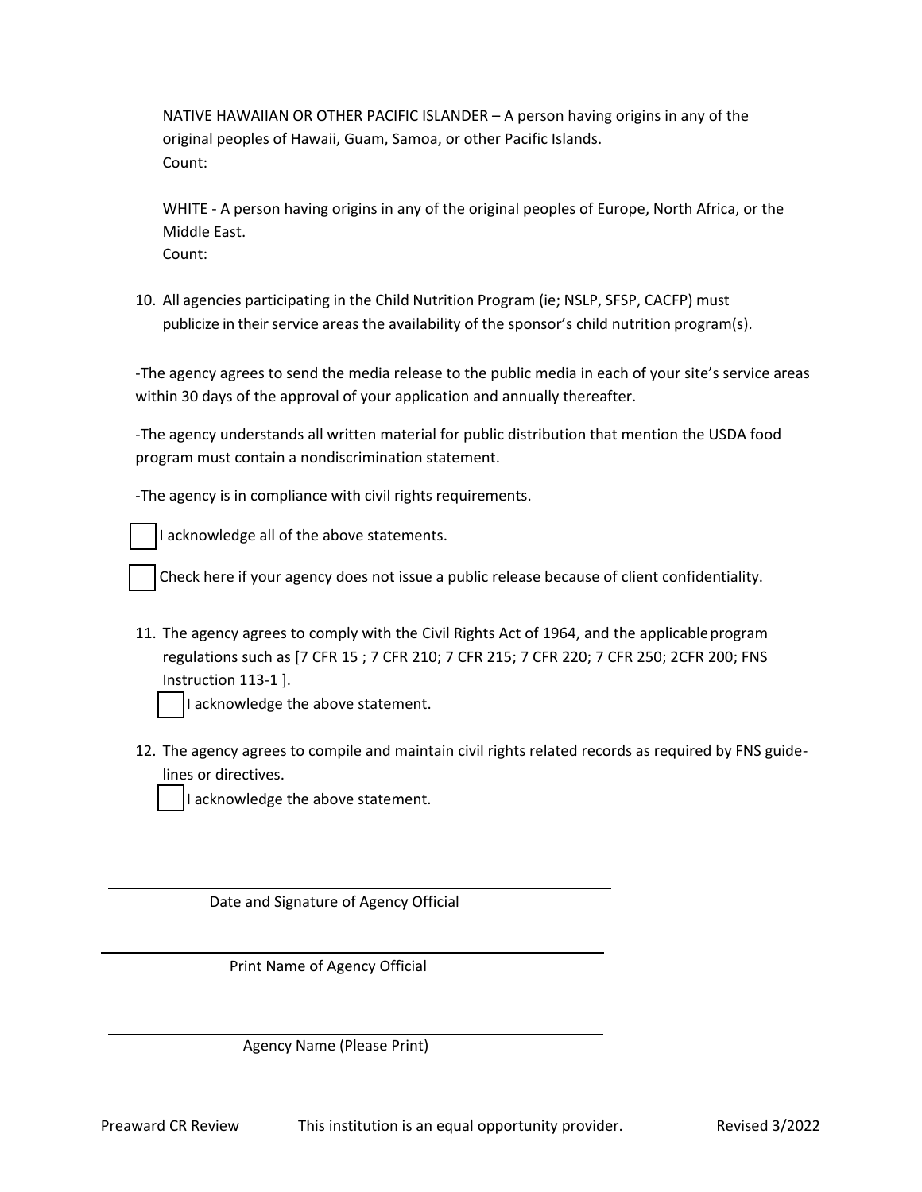NATIVE HAWAIIAN OR OTHER PACIFIC ISLANDER – A person having origins in any of the original peoples of Hawaii, Guam, Samoa, or other Pacific Islands.
Count:

WHITE - A person having origins in any of the original peoples of Europe, North Africa, or the Middle East.
Count:

10. All agencies participating in the Child Nutrition Program (ie; NSLP, SFSP, CACFP) must publicize in their service areas the availability of the sponsor's child nutrition program(s).

-The agency agrees to send the media release to the public media in each of your site's service areas within 30 days of the approval of your application and annually thereafter.

-The agency understands all written material for public distribution that mention the USDA food program must contain a nondiscrimination statement.

-The agency is in compliance with civil rights requirements.

☐ I acknowledge all of the above statements.

☐ Check here if your agency does not issue a public release because of client confidentiality.

11. The agency agrees to comply with the Civil Rights Act of 1964, and the applicable program regulations such as [7 CFR 15 ; 7 CFR 210; 7 CFR 215; 7 CFR 220; 7 CFR 250; 2CFR 200; FNS Instruction 113-1 ].

    ☐ I acknowledge the above statement.

12. The agency agrees to compile and maintain civil rights related records as required by FNS guide-lines or directives.

    ☐ I acknowledge the above statement.

\_\_\_\_\_\_\_\_\_\_\_\_\_\_\_\_\_\_\_\_\_\_\_\_\_\_\_\_\_\_\_\_\_\_\_\_\_\_\_\_

Date and Signature of Agency Official

\_\_\_\_\_\_\_\_\_\_\_\_\_\_\_\_\_\_\_\_\_\_\_\_\_\_\_\_\_\_\_\_\_\_\_\_\_\_\_\_

Print Name of Agency Official

\_\_\_\_\_\_\_\_\_\_\_\_\_\_\_\_\_\_\_\_\_\_\_\_\_\_\_\_\_\_\_\_\_\_\_\_\_\_\_\_

Agency Name (Please Print)

Preaward CR Review This institution is an equal opportunity provider. Revised 3/2022